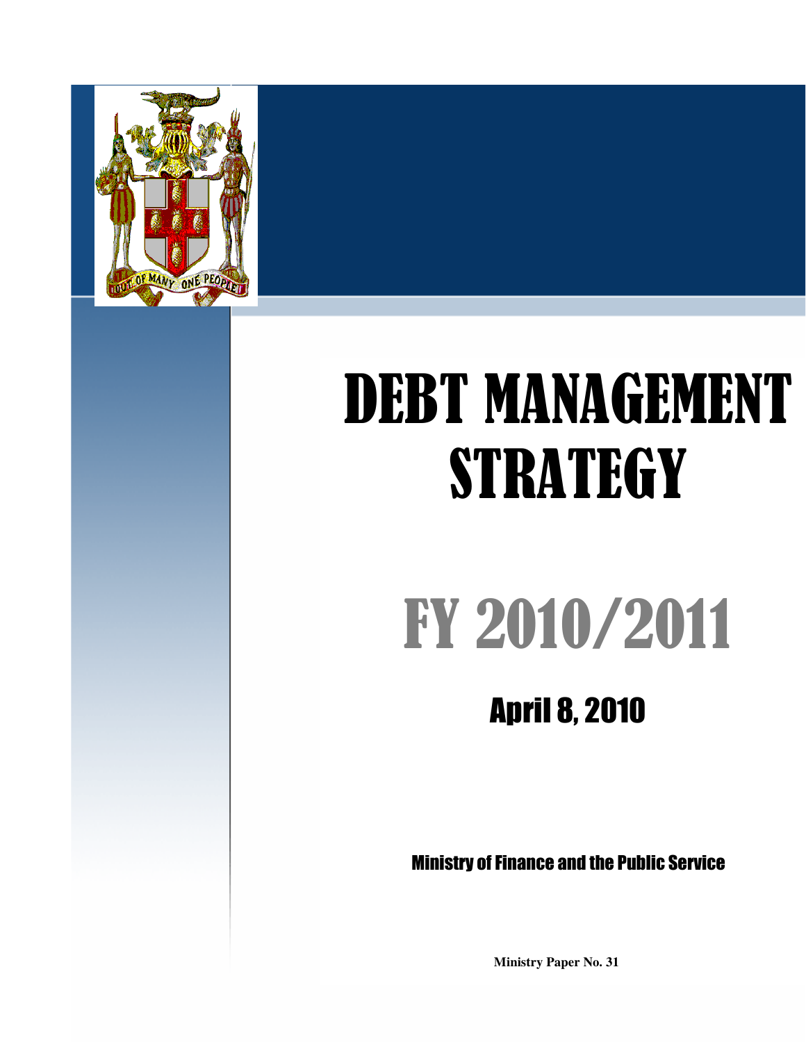# DEBT MANAGEMENT STRATEGY

# FY 2010/2011

## April 8, 2010

Ministry of Finance and the Public Service

**Ministry Paper No. 31**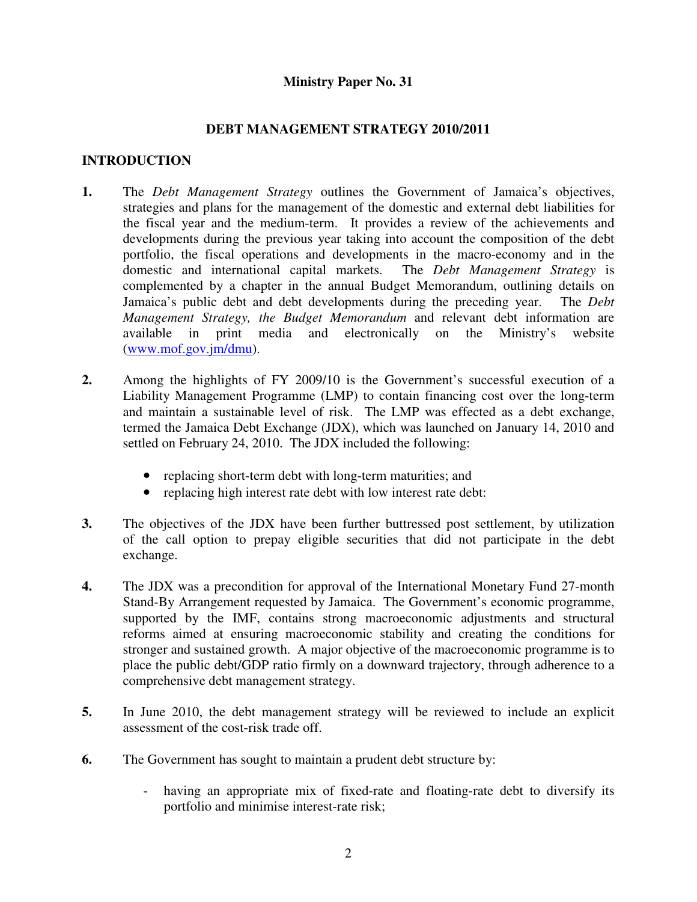**Ministry Paper No. 31**

**DEBT MANAGEMENT STRATEGY 2010/2011**

## INTRODUCTION

**1.** The *Debt Management Strategy* outlines the Government of Jamaica's objectives, strategies and plans for the management of the domestic and external debt liabilities for the fiscal year and the medium-term. It provides a review of the achievements and developments during the previous year taking into account the composition of the debt portfolio, the fiscal operations and developments in the macro-economy and in the domestic and international capital markets. The *Debt Management Strategy* is complemented by a chapter in the annual Budget Memorandum, outlining details on Jamaica's public debt and debt developments during the preceding year. The *Debt Management Strategy, the Budget Memorandum* and relevant debt information are available in print media and electronically on the Ministry's website (www.mof.gov.jm/dmu).

**2.** Among the highlights of FY 2009/10 is the Government's successful execution of a Liability Management Programme (LMP) to contain financing cost over the long-term and maintain a sustainable level of risk. The LMP was effected as a debt exchange, termed the Jamaica Debt Exchange (JDX), which was launched on January 14, 2010 and settled on February 24, 2010. The JDX included the following:

- replacing short-term debt with long-term maturities; and
- replacing high interest rate debt with low interest rate debt:

**3.** The objectives of the JDX have been further buttressed post settlement, by utilization of the call option to prepay eligible securities that did not participate in the debt exchange.

**4.** The JDX was a precondition for approval of the International Monetary Fund 27-month Stand-By Arrangement requested by Jamaica. The Government's economic programme, supported by the IMF, contains strong macroeconomic adjustments and structural reforms aimed at ensuring macroeconomic stability and creating the conditions for stronger and sustained growth. A major objective of the macroeconomic programme is to place the public debt/GDP ratio firmly on a downward trajectory, through adherence to a comprehensive debt management strategy.

**5.** In June 2010, the debt management strategy will be reviewed to include an explicit assessment of the cost-risk trade off.

**6.** The Government has sought to maintain a prudent debt structure by:

- having an appropriate mix of fixed-rate and floating-rate debt to diversify its portfolio and minimise interest-rate risk;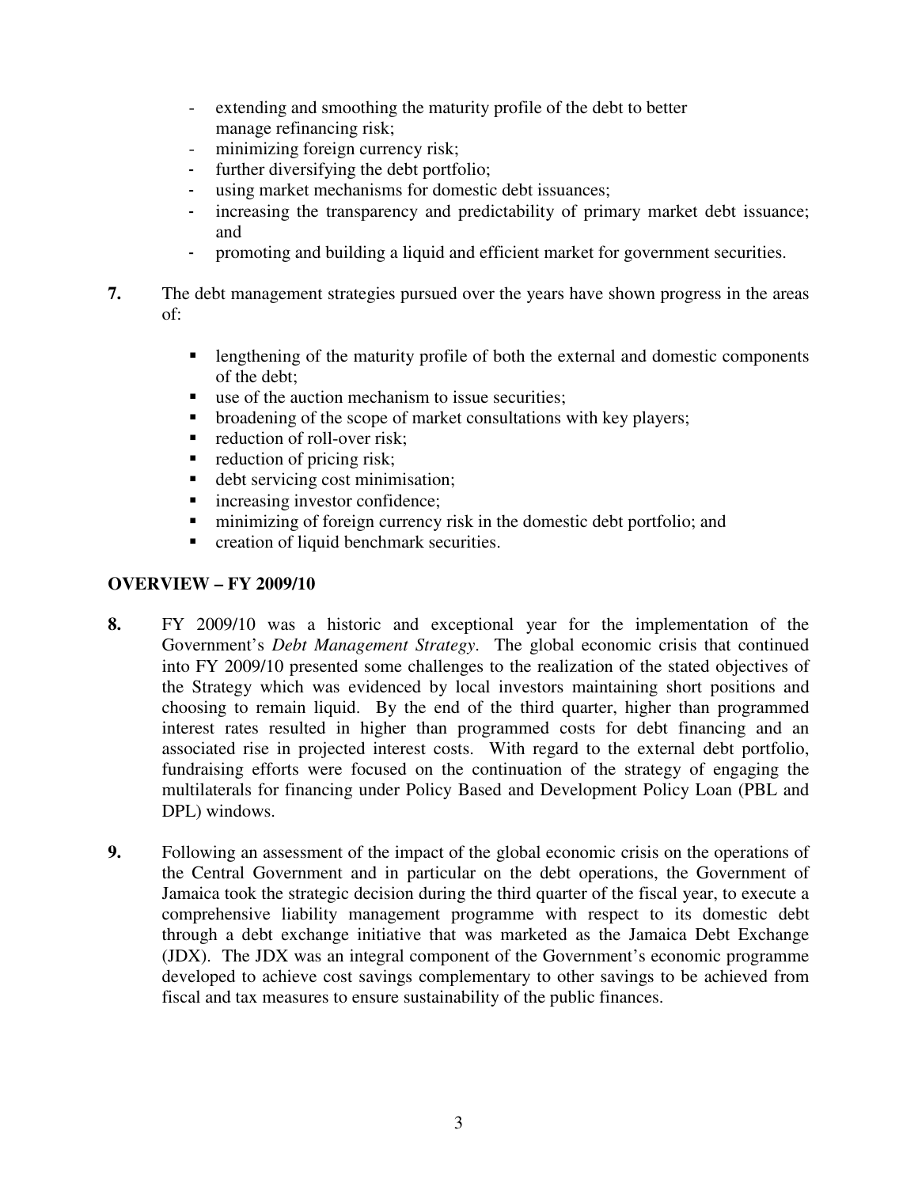- extending and smoothing the maturity profile of the debt to better manage refinancing risk;
- minimizing foreign currency risk;
- further diversifying the debt portfolio;
- using market mechanisms for domestic debt issuances;
- increasing the transparency and predictability of primary market debt issuance; and
- promoting and building a liquid and efficient market for government securities.

**7.** The debt management strategies pursued over the years have shown progress in the areas of:

- lengthening of the maturity profile of both the external and domestic components of the debt;
- use of the auction mechanism to issue securities;
- broadening of the scope of market consultations with key players;
- reduction of roll-over risk;
- reduction of pricing risk;
- debt servicing cost minimisation;
- increasing investor confidence;
- minimizing of foreign currency risk in the domestic debt portfolio; and
- creation of liquid benchmark securities.

## OVERVIEW – FY 2009/10

**8.** FY 2009/10 was a historic and exceptional year for the implementation of the Government's *Debt Management Strategy*. The global economic crisis that continued into FY 2009/10 presented some challenges to the realization of the stated objectives of the Strategy which was evidenced by local investors maintaining short positions and choosing to remain liquid. By the end of the third quarter, higher than programmed interest rates resulted in higher than programmed costs for debt financing and an associated rise in projected interest costs. With regard to the external debt portfolio, fundraising efforts were focused on the continuation of the strategy of engaging the multilaterals for financing under Policy Based and Development Policy Loan (PBL and DPL) windows.

**9.** Following an assessment of the impact of the global economic crisis on the operations of the Central Government and in particular on the debt operations, the Government of Jamaica took the strategic decision during the third quarter of the fiscal year, to execute a comprehensive liability management programme with respect to its domestic debt through a debt exchange initiative that was marketed as the Jamaica Debt Exchange (JDX). The JDX was an integral component of the Government's economic programme developed to achieve cost savings complementary to other savings to be achieved from fiscal and tax measures to ensure sustainability of the public finances.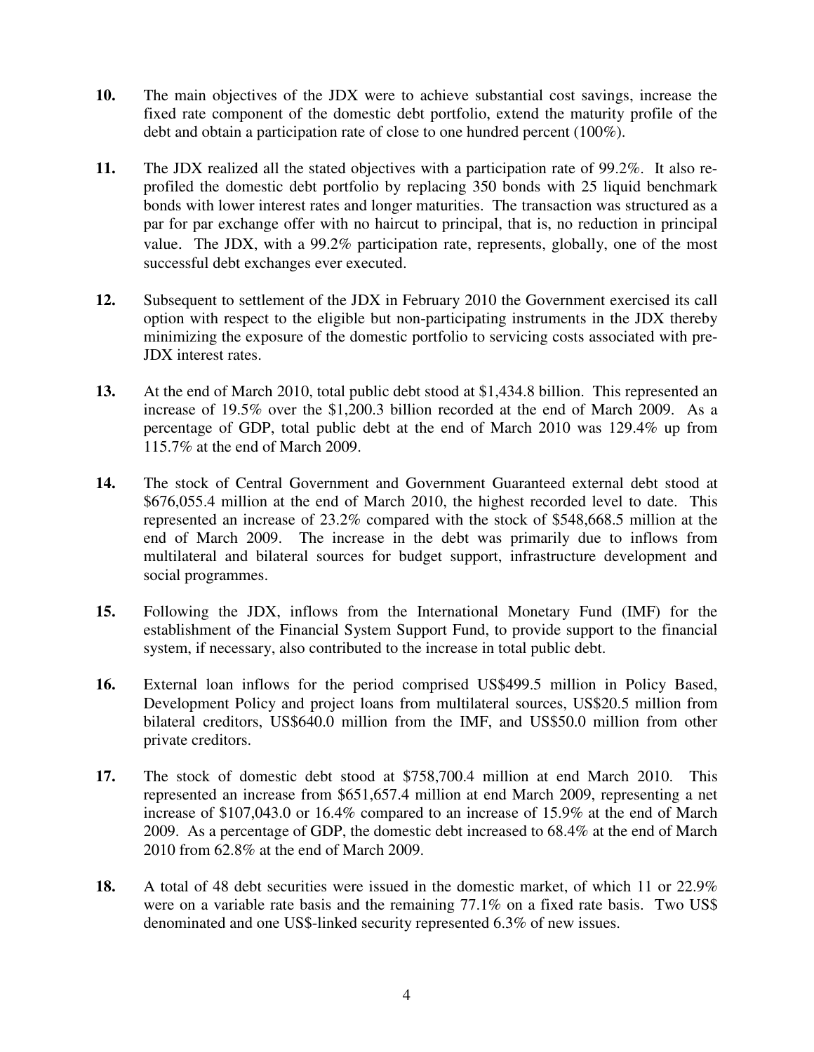**10.** The main objectives of the JDX were to achieve substantial cost savings, increase the fixed rate component of the domestic debt portfolio, extend the maturity profile of the debt and obtain a participation rate of close to one hundred percent (100%).

**11.** The JDX realized all the stated objectives with a participation rate of 99.2%. It also re-profiled the domestic debt portfolio by replacing 350 bonds with 25 liquid benchmark bonds with lower interest rates and longer maturities. The transaction was structured as a par for par exchange offer with no haircut to principal, that is, no reduction in principal value. The JDX, with a 99.2% participation rate, represents, globally, one of the most successful debt exchanges ever executed.

**12.** Subsequent to settlement of the JDX in February 2010 the Government exercised its call option with respect to the eligible but non-participating instruments in the JDX thereby minimizing the exposure of the domestic portfolio to servicing costs associated with pre-JDX interest rates.

**13.** At the end of March 2010, total public debt stood at $1,434.8 billion. This represented an increase of 19.5% over the $1,200.3 billion recorded at the end of March 2009. As a percentage of GDP, total public debt at the end of March 2010 was 129.4% up from 115.7% at the end of March 2009.

**14.** The stock of Central Government and Government Guaranteed external debt stood at $676,055.4 million at the end of March 2010, the highest recorded level to date. This represented an increase of 23.2% compared with the stock of $548,668.5 million at the end of March 2009. The increase in the debt was primarily due to inflows from multilateral and bilateral sources for budget support, infrastructure development and social programmes.

**15.** Following the JDX, inflows from the International Monetary Fund (IMF) for the establishment of the Financial System Support Fund, to provide support to the financial system, if necessary, also contributed to the increase in total public debt.

**16.** External loan inflows for the period comprised US$499.5 million in Policy Based, Development Policy and project loans from multilateral sources, US$20.5 million from bilateral creditors, US$640.0 million from the IMF, and US$50.0 million from other private creditors.

**17.** The stock of domestic debt stood at $758,700.4 million at end March 2010. This represented an increase from $651,657.4 million at end March 2009, representing a net increase of $107,043.0 or 16.4% compared to an increase of 15.9% at the end of March 2009. As a percentage of GDP, the domestic debt increased to 68.4% at the end of March 2010 from 62.8% at the end of March 2009.

**18.** A total of 48 debt securities were issued in the domestic market, of which 11 or 22.9% were on a variable rate basis and the remaining 77.1% on a fixed rate basis. Two US$ denominated and one US$-linked security represented 6.3% of new issues.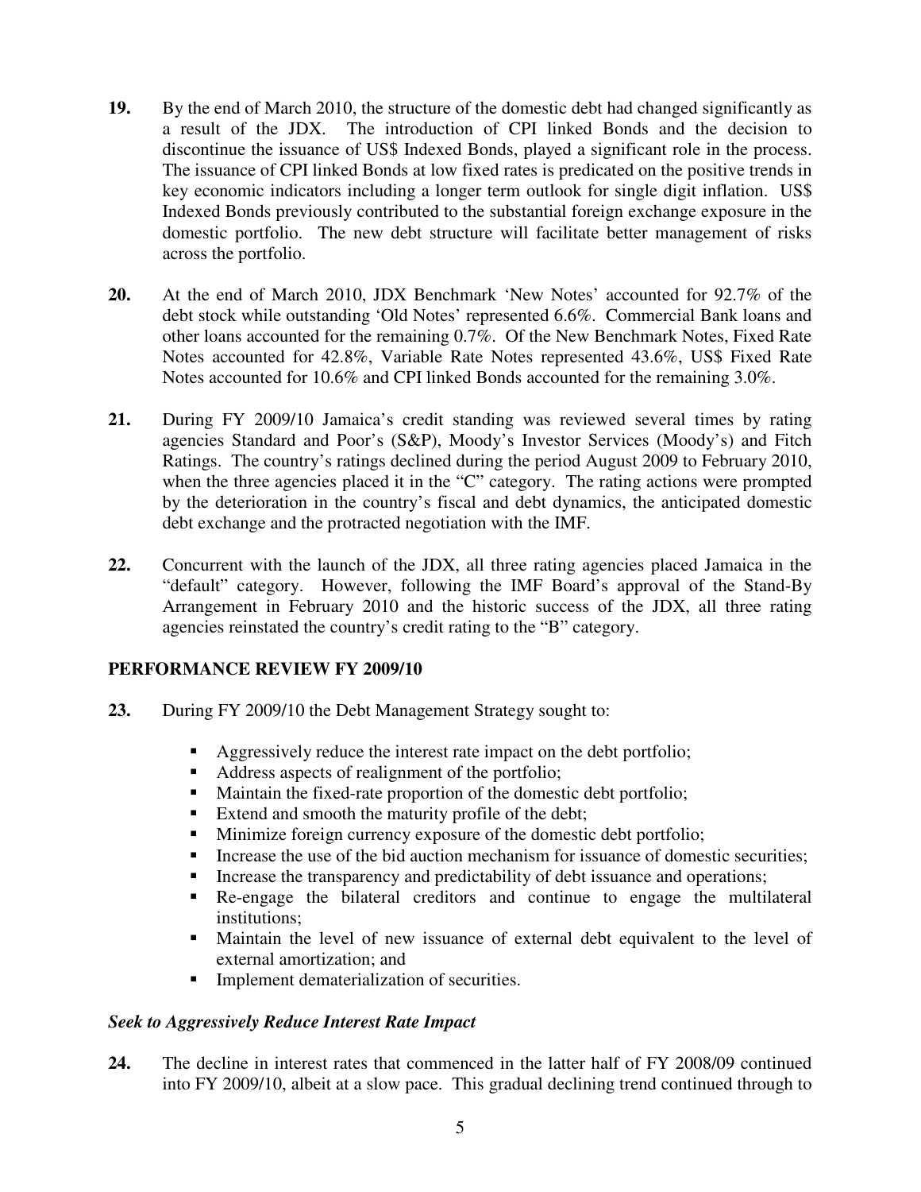**19.** By the end of March 2010, the structure of the domestic debt had changed significantly as a result of the JDX. The introduction of CPI linked Bonds and the decision to discontinue the issuance of US$ Indexed Bonds, played a significant role in the process. The issuance of CPI linked Bonds at low fixed rates is predicated on the positive trends in key economic indicators including a longer term outlook for single digit inflation. US$ Indexed Bonds previously contributed to the substantial foreign exchange exposure in the domestic portfolio. The new debt structure will facilitate better management of risks across the portfolio.

**20.** At the end of March 2010, JDX Benchmark 'New Notes' accounted for 92.7% of the debt stock while outstanding 'Old Notes' represented 6.6%. Commercial Bank loans and other loans accounted for the remaining 0.7%. Of the New Benchmark Notes, Fixed Rate Notes accounted for 42.8%, Variable Rate Notes represented 43.6%, US$ Fixed Rate Notes accounted for 10.6% and CPI linked Bonds accounted for the remaining 3.0%.

**21.** During FY 2009/10 Jamaica's credit standing was reviewed several times by rating agencies Standard and Poor's (S&P), Moody's Investor Services (Moody's) and Fitch Ratings. The country's ratings declined during the period August 2009 to February 2010, when the three agencies placed it in the "C" category. The rating actions were prompted by the deterioration in the country's fiscal and debt dynamics, the anticipated domestic debt exchange and the protracted negotiation with the IMF.

**22.** Concurrent with the launch of the JDX, all three rating agencies placed Jamaica in the "default" category. However, following the IMF Board's approval of the Stand-By Arrangement in February 2010 and the historic success of the JDX, all three rating agencies reinstated the country's credit rating to the "B" category.

## PERFORMANCE REVIEW FY 2009/10

**23.** During FY 2009/10 the Debt Management Strategy sought to:

- Aggressively reduce the interest rate impact on the debt portfolio;
- Address aspects of realignment of the portfolio;
- Maintain the fixed-rate proportion of the domestic debt portfolio;
- Extend and smooth the maturity profile of the debt;
- Minimize foreign currency exposure of the domestic debt portfolio;
- Increase the use of the bid auction mechanism for issuance of domestic securities;
- Increase the transparency and predictability of debt issuance and operations;
- Re-engage the bilateral creditors and continue to engage the multilateral institutions;
- Maintain the level of new issuance of external debt equivalent to the level of external amortization; and
- Implement dematerialization of securities.

### *Seek to Aggressively Reduce Interest Rate Impact*

**24.** The decline in interest rates that commenced in the latter half of FY 2008/09 continued into FY 2009/10, albeit at a slow pace. This gradual declining trend continued through to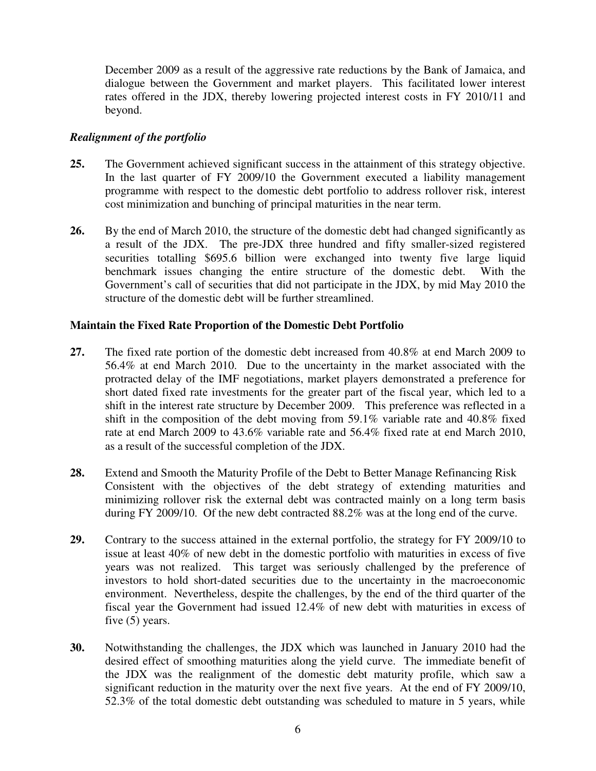December 2009 as a result of the aggressive rate reductions by the Bank of Jamaica, and dialogue between the Government and market players. This facilitated lower interest rates offered in the JDX, thereby lowering projected interest costs in FY 2010/11 and beyond.

### *Realignment of the portfolio*

**25.** The Government achieved significant success in the attainment of this strategy objective. In the last quarter of FY 2009/10 the Government executed a liability management programme with respect to the domestic debt portfolio to address rollover risk, interest cost minimization and bunching of principal maturities in the near term.

**26.** By the end of March 2010, the structure of the domestic debt had changed significantly as a result of the JDX. The pre-JDX three hundred and fifty smaller-sized registered securities totalling $695.6 billion were exchanged into twenty five large liquid benchmark issues changing the entire structure of the domestic debt. With the Government's call of securities that did not participate in the JDX, by mid May 2010 the structure of the domestic debt will be further streamlined.

### **Maintain the Fixed Rate Proportion of the Domestic Debt Portfolio**

**27.** The fixed rate portion of the domestic debt increased from 40.8% at end March 2009 to 56.4% at end March 2010. Due to the uncertainty in the market associated with the protracted delay of the IMF negotiations, market players demonstrated a preference for short dated fixed rate investments for the greater part of the fiscal year, which led to a shift in the interest rate structure by December 2009. This preference was reflected in a shift in the composition of the debt moving from 59.1% variable rate and 40.8% fixed rate at end March 2009 to 43.6% variable rate and 56.4% fixed rate at end March 2010, as a result of the successful completion of the JDX.

**28.** Extend and Smooth the Maturity Profile of the Debt to Better Manage Refinancing Risk Consistent with the objectives of the debt strategy of extending maturities and minimizing rollover risk the external debt was contracted mainly on a long term basis during FY 2009/10. Of the new debt contracted 88.2% was at the long end of the curve.

**29.** Contrary to the success attained in the external portfolio, the strategy for FY 2009/10 to issue at least 40% of new debt in the domestic portfolio with maturities in excess of five years was not realized. This target was seriously challenged by the preference of investors to hold short-dated securities due to the uncertainty in the macroeconomic environment. Nevertheless, despite the challenges, by the end of the third quarter of the fiscal year the Government had issued 12.4% of new debt with maturities in excess of five (5) years.

**30.** Notwithstanding the challenges, the JDX which was launched in January 2010 had the desired effect of smoothing maturities along the yield curve. The immediate benefit of the JDX was the realignment of the domestic debt maturity profile, which saw a significant reduction in the maturity over the next five years. At the end of FY 2009/10, 52.3% of the total domestic debt outstanding was scheduled to mature in 5 years, while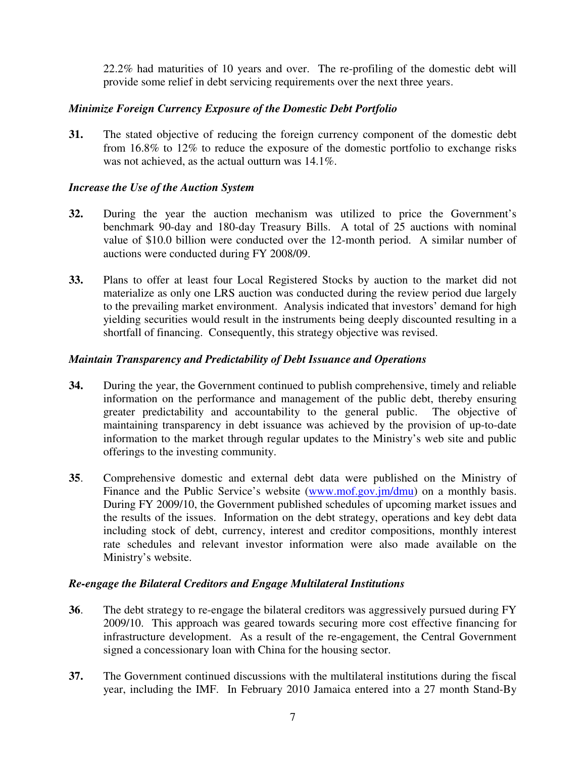22.2% had maturities of 10 years and over. The re-profiling of the domestic debt will provide some relief in debt servicing requirements over the next three years.

***Minimize Foreign Currency Exposure of the Domestic Debt Portfolio***

**31.** The stated objective of reducing the foreign currency component of the domestic debt from 16.8% to 12% to reduce the exposure of the domestic portfolio to exchange risks was not achieved, as the actual outturn was 14.1%.

***Increase the Use of the Auction System***

**32.** During the year the auction mechanism was utilized to price the Government's benchmark 90-day and 180-day Treasury Bills. A total of 25 auctions with nominal value of $10.0 billion were conducted over the 12-month period. A similar number of auctions were conducted during FY 2008/09.

**33.** Plans to offer at least four Local Registered Stocks by auction to the market did not materialize as only one LRS auction was conducted during the review period due largely to the prevailing market environment. Analysis indicated that investors' demand for high yielding securities would result in the instruments being deeply discounted resulting in a shortfall of financing. Consequently, this strategy objective was revised.

***Maintain Transparency and Predictability of Debt Issuance and Operations***

**34.** During the year, the Government continued to publish comprehensive, timely and reliable information on the performance and management of the public debt, thereby ensuring greater predictability and accountability to the general public. The objective of maintaining transparency in debt issuance was achieved by the provision of up-to-date information to the market through regular updates to the Ministry's web site and public offerings to the investing community.

**35**. Comprehensive domestic and external debt data were published on the Ministry of Finance and the Public Service's website (www.mof.gov.jm/dmu) on a monthly basis. During FY 2009/10, the Government published schedules of upcoming market issues and the results of the issues. Information on the debt strategy, operations and key debt data including stock of debt, currency, interest and creditor compositions, monthly interest rate schedules and relevant investor information were also made available on the Ministry's website.

***Re-engage the Bilateral Creditors and Engage Multilateral Institutions***

**36**. The debt strategy to re-engage the bilateral creditors was aggressively pursued during FY 2009/10. This approach was geared towards securing more cost effective financing for infrastructure development. As a result of the re-engagement, the Central Government signed a concessionary loan with China for the housing sector.

**37.** The Government continued discussions with the multilateral institutions during the fiscal year, including the IMF. In February 2010 Jamaica entered into a 27 month Stand-By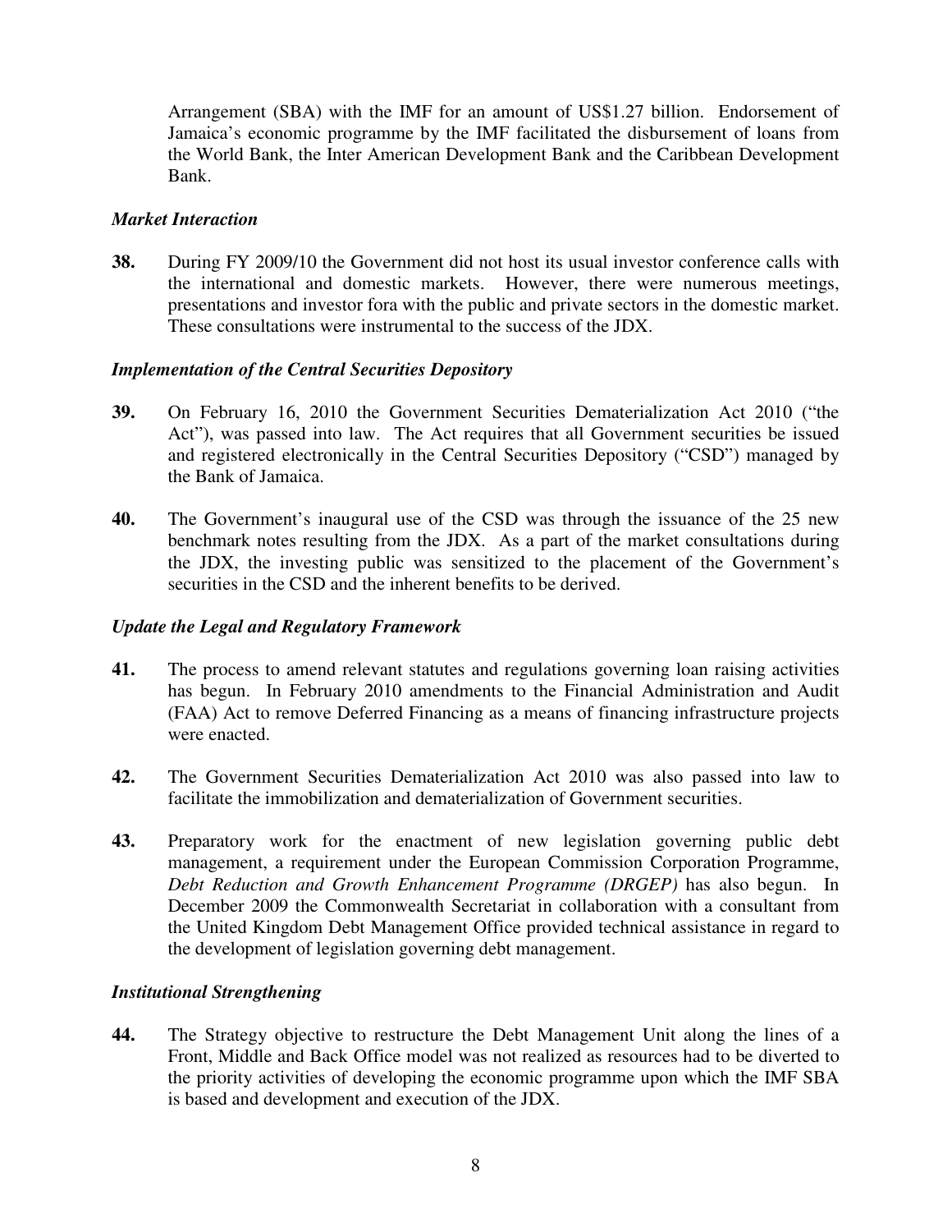Arrangement (SBA) with the IMF for an amount of US$1.27 billion. Endorsement of Jamaica's economic programme by the IMF facilitated the disbursement of loans from the World Bank, the Inter American Development Bank and the Caribbean Development Bank.

### *Market Interaction*

**38.** During FY 2009/10 the Government did not host its usual investor conference calls with the international and domestic markets. However, there were numerous meetings, presentations and investor fora with the public and private sectors in the domestic market. These consultations were instrumental to the success of the JDX.

### *Implementation of the Central Securities Depository*

**39.** On February 16, 2010 the Government Securities Dematerialization Act 2010 ("the Act"), was passed into law. The Act requires that all Government securities be issued and registered electronically in the Central Securities Depository ("CSD") managed by the Bank of Jamaica.

**40.** The Government's inaugural use of the CSD was through the issuance of the 25 new benchmark notes resulting from the JDX. As a part of the market consultations during the JDX, the investing public was sensitized to the placement of the Government's securities in the CSD and the inherent benefits to be derived.

### *Update the Legal and Regulatory Framework*

**41.** The process to amend relevant statutes and regulations governing loan raising activities has begun. In February 2010 amendments to the Financial Administration and Audit (FAA) Act to remove Deferred Financing as a means of financing infrastructure projects were enacted.

**42.** The Government Securities Dematerialization Act 2010 was also passed into law to facilitate the immobilization and dematerialization of Government securities.

**43.** Preparatory work for the enactment of new legislation governing public debt management, a requirement under the European Commission Corporation Programme, *Debt Reduction and Growth Enhancement Programme (DRGEP)* has also begun. In December 2009 the Commonwealth Secretariat in collaboration with a consultant from the United Kingdom Debt Management Office provided technical assistance in regard to the development of legislation governing debt management.

### *Institutional Strengthening*

**44.** The Strategy objective to restructure the Debt Management Unit along the lines of a Front, Middle and Back Office model was not realized as resources had to be diverted to the priority activities of developing the economic programme upon which the IMF SBA is based and development and execution of the JDX.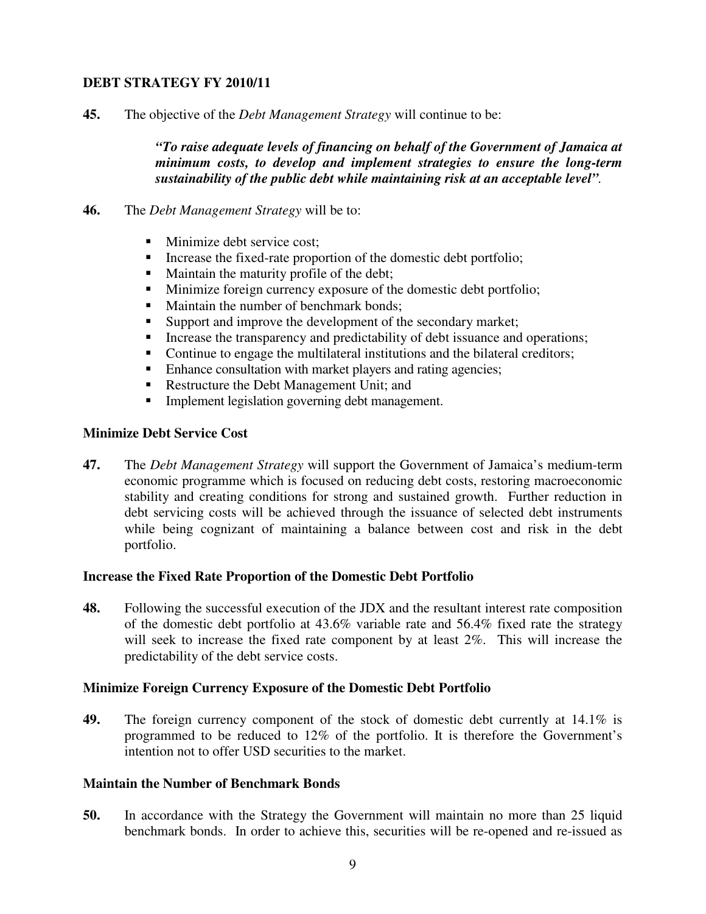## DEBT STRATEGY FY 2010/11

**45.** The objective of the *Debt Management Strategy* will continue to be:

> ***"To raise adequate levels of financing on behalf of the Government of Jamaica at minimum costs, to develop and implement strategies to ensure the long-term sustainability of the public debt while maintaining risk at an acceptable level"*.**

**46.** The *Debt Management Strategy* will be to:

- Minimize debt service cost;
- Increase the fixed-rate proportion of the domestic debt portfolio;
- Maintain the maturity profile of the debt;
- Minimize foreign currency exposure of the domestic debt portfolio;
- Maintain the number of benchmark bonds;
- Support and improve the development of the secondary market;
- Increase the transparency and predictability of debt issuance and operations;
- Continue to engage the multilateral institutions and the bilateral creditors;
- Enhance consultation with market players and rating agencies;
- Restructure the Debt Management Unit; and
- Implement legislation governing debt management.

### Minimize Debt Service Cost

**47.** The *Debt Management Strategy* will support the Government of Jamaica's medium-term economic programme which is focused on reducing debt costs, restoring macroeconomic stability and creating conditions for strong and sustained growth. Further reduction in debt servicing costs will be achieved through the issuance of selected debt instruments while being cognizant of maintaining a balance between cost and risk in the debt portfolio.

### Increase the Fixed Rate Proportion of the Domestic Debt Portfolio

**48.** Following the successful execution of the JDX and the resultant interest rate composition of the domestic debt portfolio at 43.6% variable rate and 56.4% fixed rate the strategy will seek to increase the fixed rate component by at least 2%. This will increase the predictability of the debt service costs.

### Minimize Foreign Currency Exposure of the Domestic Debt Portfolio

**49.** The foreign currency component of the stock of domestic debt currently at 14.1% is programmed to be reduced to 12% of the portfolio. It is therefore the Government's intention not to offer USD securities to the market.

### Maintain the Number of Benchmark Bonds

**50.** In accordance with the Strategy the Government will maintain no more than 25 liquid benchmark bonds. In order to achieve this, securities will be re-opened and re-issued as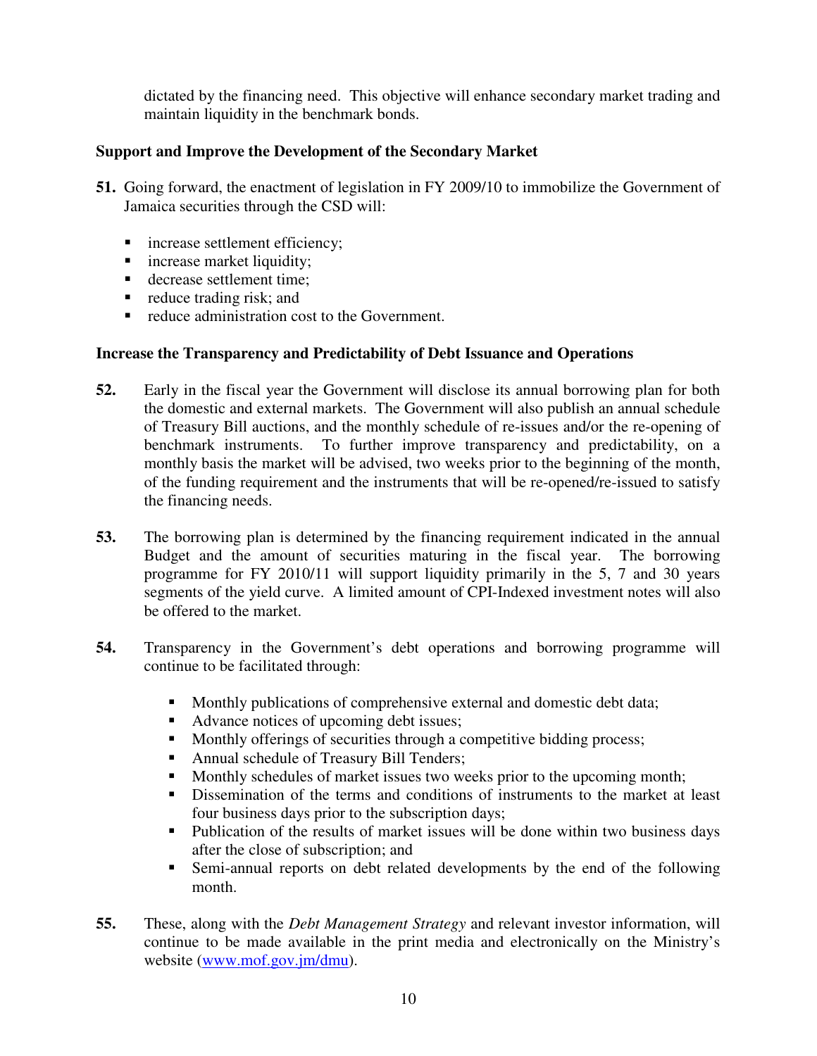dictated by the financing need. This objective will enhance secondary market trading and maintain liquidity in the benchmark bonds.

### Support and Improve the Development of the Secondary Market

**51.** Going forward, the enactment of legislation in FY 2009/10 to immobilize the Government of Jamaica securities through the CSD will:

- increase settlement efficiency;
- increase market liquidity;
- decrease settlement time;
- reduce trading risk; and
- reduce administration cost to the Government.

### Increase the Transparency and Predictability of Debt Issuance and Operations

**52.** Early in the fiscal year the Government will disclose its annual borrowing plan for both the domestic and external markets. The Government will also publish an annual schedule of Treasury Bill auctions, and the monthly schedule of re-issues and/or the re-opening of benchmark instruments. To further improve transparency and predictability, on a monthly basis the market will be advised, two weeks prior to the beginning of the month, of the funding requirement and the instruments that will be re-opened/re-issued to satisfy the financing needs.

**53.** The borrowing plan is determined by the financing requirement indicated in the annual Budget and the amount of securities maturing in the fiscal year. The borrowing programme for FY 2010/11 will support liquidity primarily in the 5, 7 and 30 years segments of the yield curve. A limited amount of CPI-Indexed investment notes will also be offered to the market.

**54.** Transparency in the Government's debt operations and borrowing programme will continue to be facilitated through:

- Monthly publications of comprehensive external and domestic debt data;
- Advance notices of upcoming debt issues;
- Monthly offerings of securities through a competitive bidding process;
- Annual schedule of Treasury Bill Tenders;
- Monthly schedules of market issues two weeks prior to the upcoming month;
- Dissemination of the terms and conditions of instruments to the market at least four business days prior to the subscription days;
- Publication of the results of market issues will be done within two business days after the close of subscription; and
- Semi-annual reports on debt related developments by the end of the following month.

**55.** These, along with the *Debt Management Strategy* and relevant investor information, will continue to be made available in the print media and electronically on the Ministry's website (www.mof.gov.jm/dmu).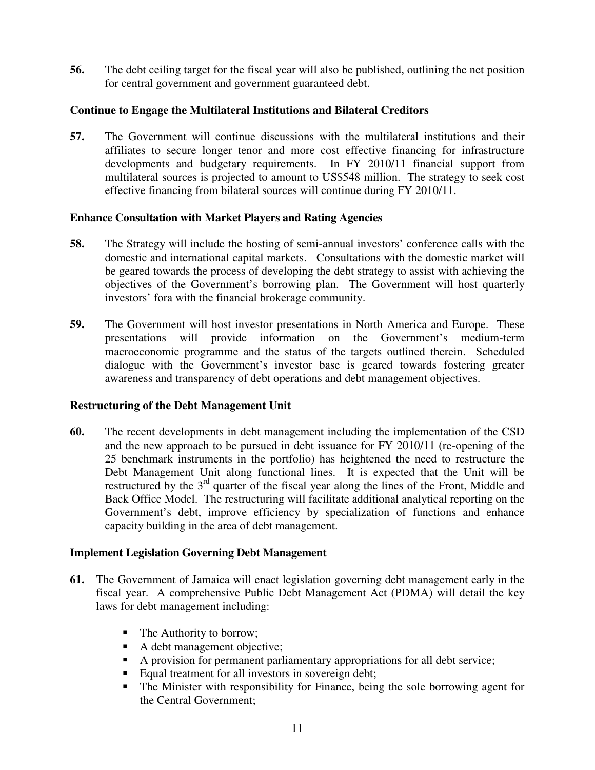**56.** The debt ceiling target for the fiscal year will also be published, outlining the net position for central government and government guaranteed debt.

### Continue to Engage the Multilateral Institutions and Bilateral Creditors

**57.** The Government will continue discussions with the multilateral institutions and their affiliates to secure longer tenor and more cost effective financing for infrastructure developments and budgetary requirements. In FY 2010/11 financial support from multilateral sources is projected to amount to US$548 million. The strategy to seek cost effective financing from bilateral sources will continue during FY 2010/11.

### Enhance Consultation with Market Players and Rating Agencies

**58.** The Strategy will include the hosting of semi-annual investors' conference calls with the domestic and international capital markets. Consultations with the domestic market will be geared towards the process of developing the debt strategy to assist with achieving the objectives of the Government's borrowing plan. The Government will host quarterly investors' fora with the financial brokerage community.

**59.** The Government will host investor presentations in North America and Europe. These presentations will provide information on the Government's medium-term macroeconomic programme and the status of the targets outlined therein. Scheduled dialogue with the Government's investor base is geared towards fostering greater awareness and transparency of debt operations and debt management objectives.

### Restructuring of the Debt Management Unit

**60.** The recent developments in debt management including the implementation of the CSD and the new approach to be pursued in debt issuance for FY 2010/11 (re-opening of the 25 benchmark instruments in the portfolio) has heightened the need to restructure the Debt Management Unit along functional lines. It is expected that the Unit will be restructured by the 3rd quarter of the fiscal year along the lines of the Front, Middle and Back Office Model. The restructuring will facilitate additional analytical reporting on the Government's debt, improve efficiency by specialization of functions and enhance capacity building in the area of debt management.

### Implement Legislation Governing Debt Management

**61.** The Government of Jamaica will enact legislation governing debt management early in the fiscal year. A comprehensive Public Debt Management Act (PDMA) will detail the key laws for debt management including:

- The Authority to borrow;
- A debt management objective;
- A provision for permanent parliamentary appropriations for all debt service;
- Equal treatment for all investors in sovereign debt;
- The Minister with responsibility for Finance, being the sole borrowing agent for the Central Government;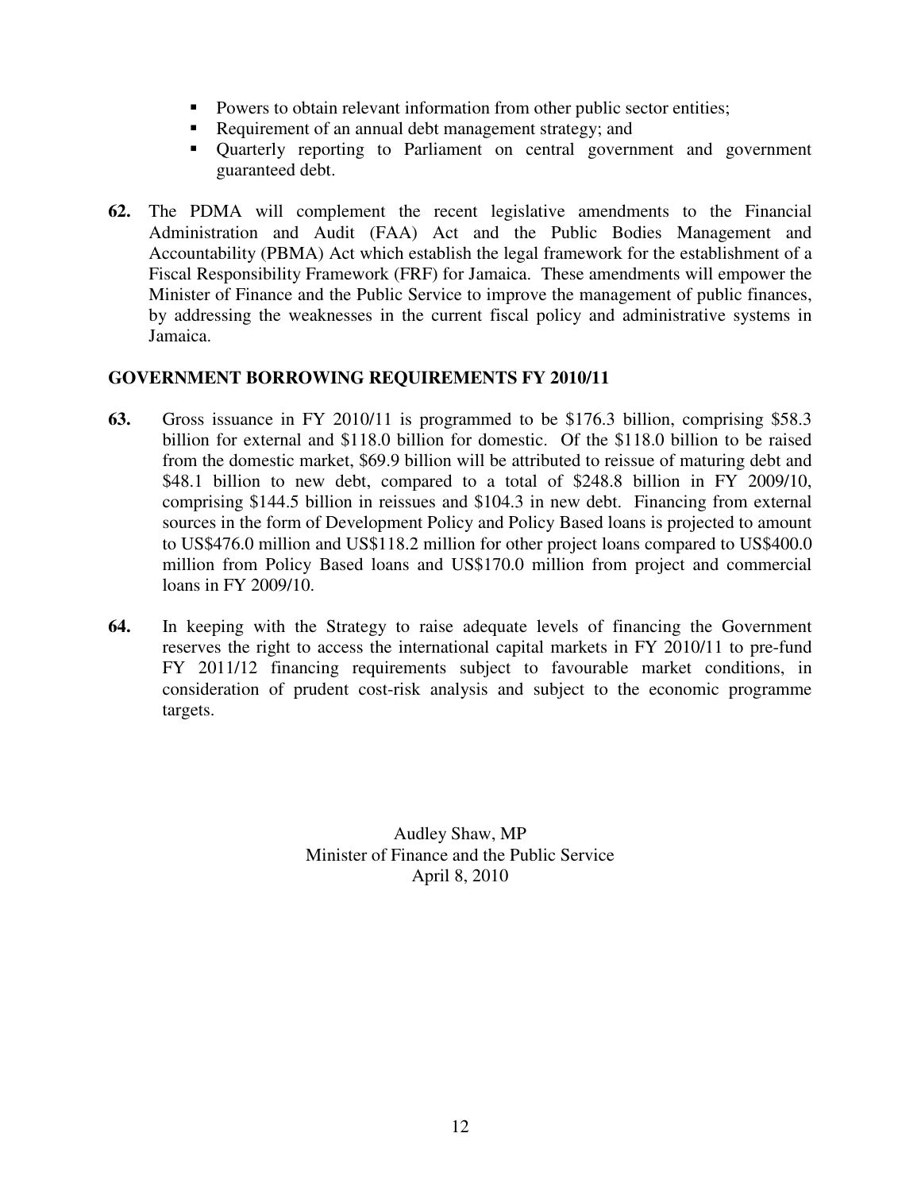- Powers to obtain relevant information from other public sector entities;
- Requirement of an annual debt management strategy; and
- Quarterly reporting to Parliament on central government and government guaranteed debt.

**62.** The PDMA will complement the recent legislative amendments to the Financial Administration and Audit (FAA) Act and the Public Bodies Management and Accountability (PBMA) Act which establish the legal framework for the establishment of a Fiscal Responsibility Framework (FRF) for Jamaica. These amendments will empower the Minister of Finance and the Public Service to improve the management of public finances, by addressing the weaknesses in the current fiscal policy and administrative systems in Jamaica.

## GOVERNMENT BORROWING REQUIREMENTS FY 2010/11

**63.** Gross issuance in FY 2010/11 is programmed to be $176.3 billion, comprising $58.3 billion for external and $118.0 billion for domestic. Of the $118.0 billion to be raised from the domestic market, $69.9 billion will be attributed to reissue of maturing debt and $48.1 billion to new debt, compared to a total of $248.8 billion in FY 2009/10, comprising $144.5 billion in reissues and $104.3 in new debt. Financing from external sources in the form of Development Policy and Policy Based loans is projected to amount to US$476.0 million and US$118.2 million for other project loans compared to US$400.0 million from Policy Based loans and US$170.0 million from project and commercial loans in FY 2009/10.

**64.** In keeping with the Strategy to raise adequate levels of financing the Government reserves the right to access the international capital markets in FY 2010/11 to pre-fund FY 2011/12 financing requirements subject to favourable market conditions, in consideration of prudent cost-risk analysis and subject to the economic programme targets.

Audley Shaw, MP
Minister of Finance and the Public Service
April 8, 2010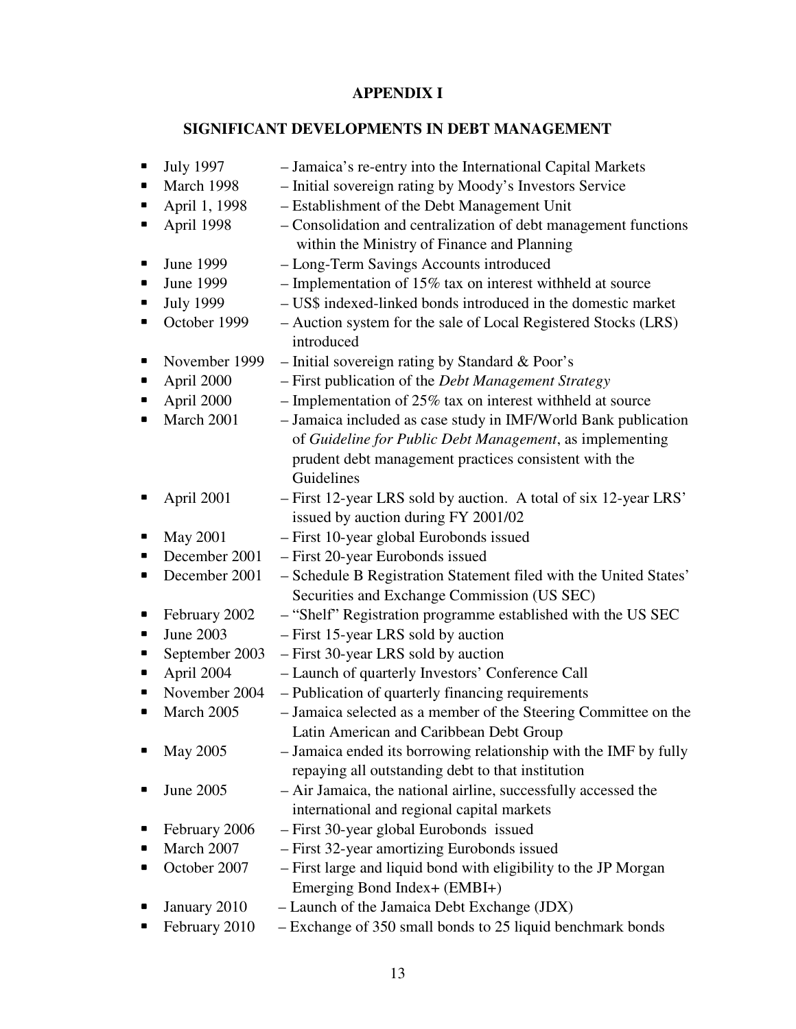# APPENDIX I

## SIGNIFICANT DEVELOPMENTS IN DEBT MANAGEMENT

- July 1997 – Jamaica's re-entry into the International Capital Markets
- March 1998 – Initial sovereign rating by Moody's Investors Service
- April 1, 1998 – Establishment of the Debt Management Unit
- April 1998 – Consolidation and centralization of debt management functions within the Ministry of Finance and Planning
- June 1999 – Long-Term Savings Accounts introduced
- June 1999 – Implementation of 15% tax on interest withheld at source
- July 1999 – US$ indexed-linked bonds introduced in the domestic market
- October 1999 – Auction system for the sale of Local Registered Stocks (LRS) introduced
- November 1999 – Initial sovereign rating by Standard & Poor's
- April 2000 – First publication of the *Debt Management Strategy*
- April 2000 – Implementation of 25% tax on interest withheld at source
- March 2001 – Jamaica included as case study in IMF/World Bank publication of *Guideline for Public Debt Management*, as implementing prudent debt management practices consistent with the Guidelines
- April 2001 – First 12-year LRS sold by auction. A total of six 12-year LRS' issued by auction during FY 2001/02
- May 2001 – First 10-year global Eurobonds issued
- December 2001 – First 20-year Eurobonds issued
- December 2001 – Schedule B Registration Statement filed with the United States' Securities and Exchange Commission (US SEC)
- February 2002 – "Shelf" Registration programme established with the US SEC
- June 2003 – First 15-year LRS sold by auction
- September 2003 – First 30-year LRS sold by auction
- April 2004 – Launch of quarterly Investors' Conference Call
- November 2004 – Publication of quarterly financing requirements
- March 2005 – Jamaica selected as a member of the Steering Committee on the Latin American and Caribbean Debt Group
- May 2005 – Jamaica ended its borrowing relationship with the IMF by fully repaying all outstanding debt to that institution
- June 2005 – Air Jamaica, the national airline, successfully accessed the international and regional capital markets
- February 2006 – First 30-year global Eurobonds issued
- March 2007 – First 32-year amortizing Eurobonds issued
- October 2007 – First large and liquid bond with eligibility to the JP Morgan Emerging Bond Index+ (EMBI+)
- January 2010 – Launch of the Jamaica Debt Exchange (JDX)
- February 2010 – Exchange of 350 small bonds to 25 liquid benchmark bonds